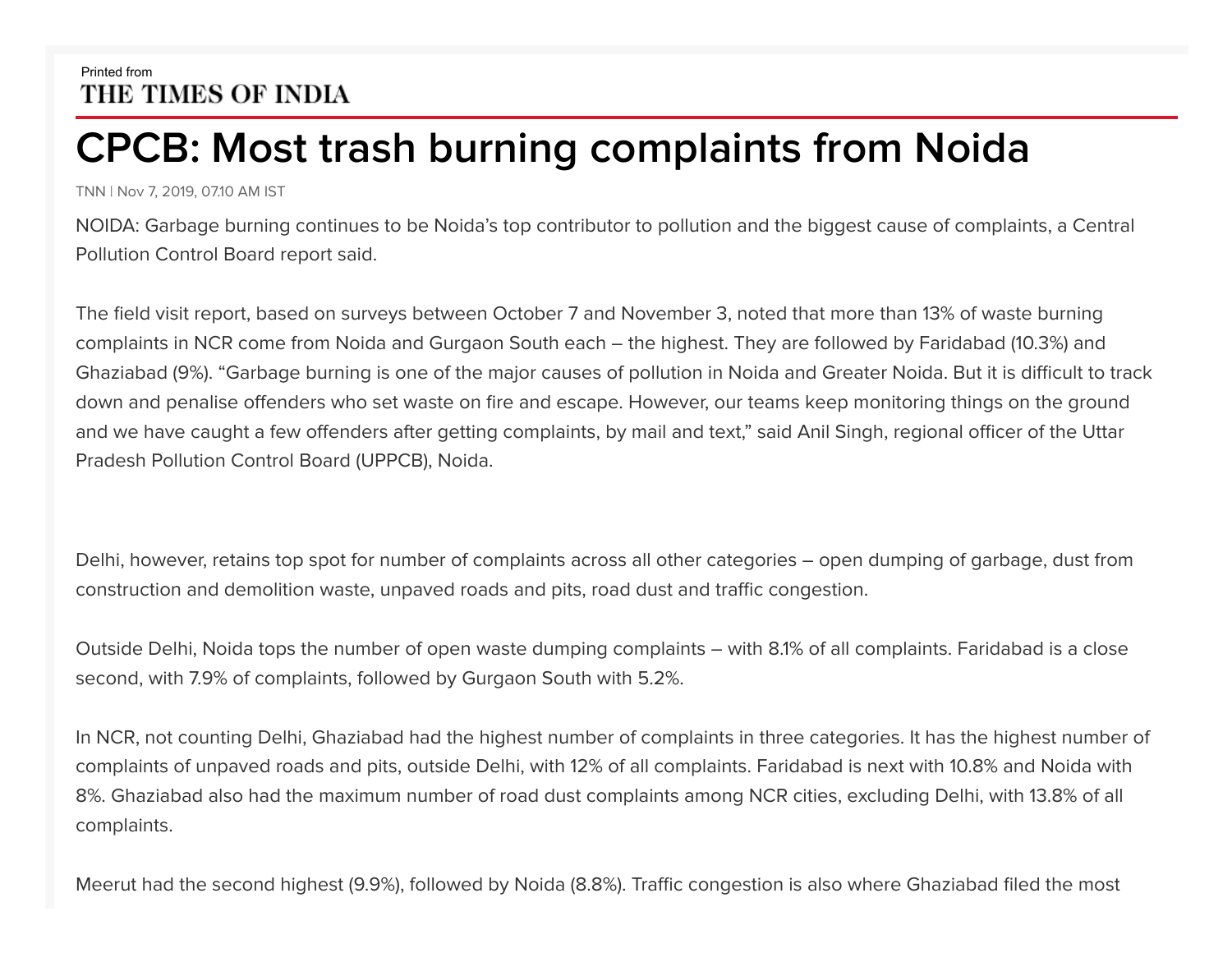Printed from
THE TIMES OF INDIA

# CPCB: Most trash burning complaints from Noida

TNN | Nov 7, 2019, 07.10 AM IST

NOIDA: Garbage burning continues to be Noida's top contributor to pollution and the biggest cause of complaints, a Central Pollution Control Board report said.

The field visit report, based on surveys between October 7 and November 3, noted that more than 13% of waste burning complaints in NCR come from Noida and Gurgaon South each – the highest. They are followed by Faridabad (10.3%) and Ghaziabad (9%). "Garbage burning is one of the major causes of pollution in Noida and Greater Noida. But it is difficult to track down and penalise offenders who set waste on fire and escape. However, our teams keep monitoring things on the ground and we have caught a few offenders after getting complaints, by mail and text," said Anil Singh, regional officer of the Uttar Pradesh Pollution Control Board (UPPCB), Noida.

Delhi, however, retains top spot for number of complaints across all other categories – open dumping of garbage, dust from construction and demolition waste, unpaved roads and pits, road dust and traffic congestion.

Outside Delhi, Noida tops the number of open waste dumping complaints – with 8.1% of all complaints. Faridabad is a close second, with 7.9% of complaints, followed by Gurgaon South with 5.2%.

In NCR, not counting Delhi, Ghaziabad had the highest number of complaints in three categories. It has the highest number of complaints of unpaved roads and pits, outside Delhi, with 12% of all complaints. Faridabad is next with 10.8% and Noida with 8%. Ghaziabad also had the maximum number of road dust complaints among NCR cities, excluding Delhi, with 13.8% of all complaints.

Meerut had the second highest (9.9%), followed by Noida (8.8%). Traffic congestion is also where Ghaziabad filed the most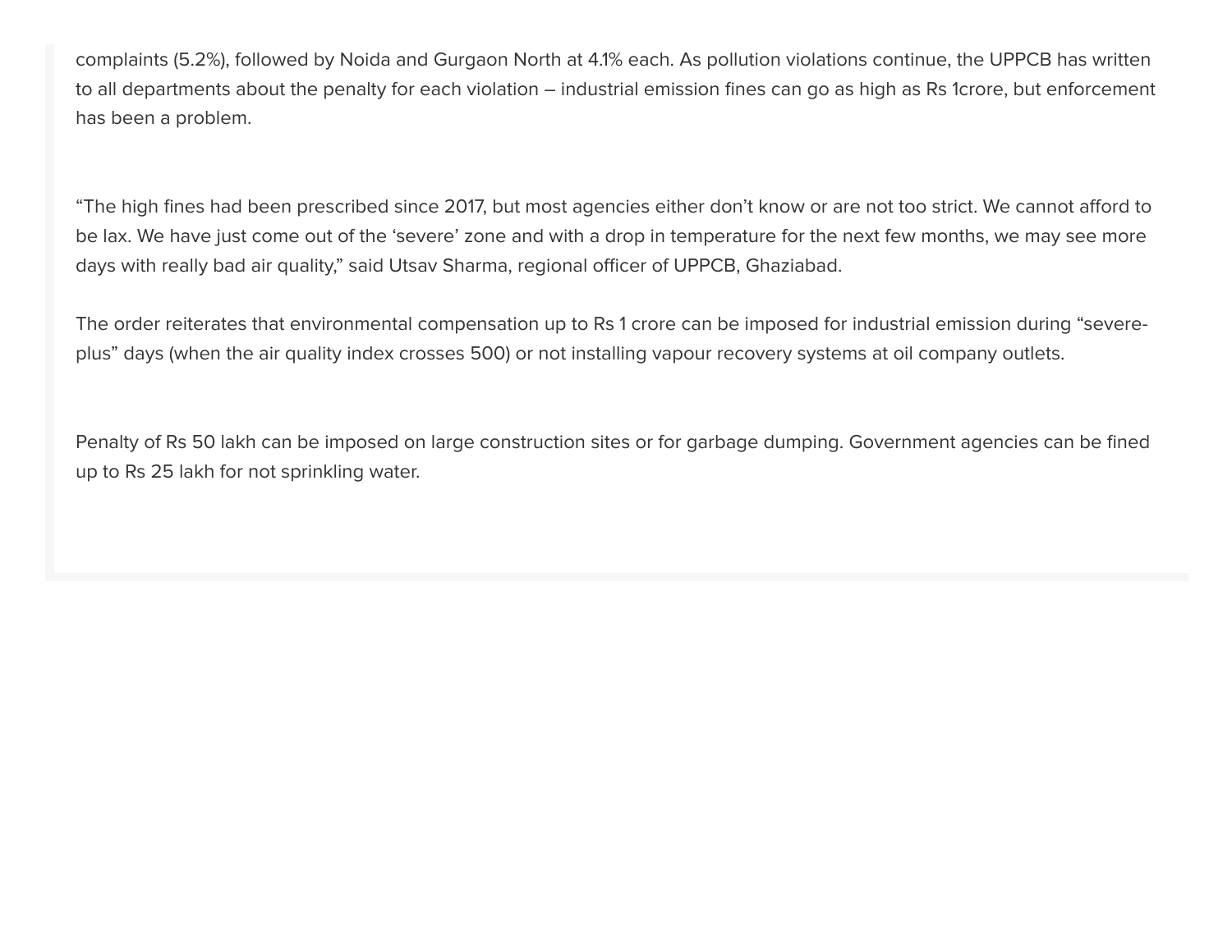complaints (5.2%), followed by Noida and Gurgaon North at 4.1% each. As pollution violations continue, the UPPCB has written to all departments about the penalty for each violation – industrial emission fines can go as high as Rs 1crore, but enforcement has been a problem.

"The high fines had been prescribed since 2017, but most agencies either don't know or are not too strict. We cannot afford to be lax. We have just come out of the 'severe' zone and with a drop in temperature for the next few months, we may see more days with really bad air quality," said Utsav Sharma, regional officer of UPPCB, Ghaziabad.

The order reiterates that environmental compensation up to Rs 1 crore can be imposed for industrial emission during "severe-plus" days (when the air quality index crosses 500) or not installing vapour recovery systems at oil company outlets.

Penalty of Rs 50 lakh can be imposed on large construction sites or for garbage dumping. Government agencies can be fined up to Rs 25 lakh for not sprinkling water.